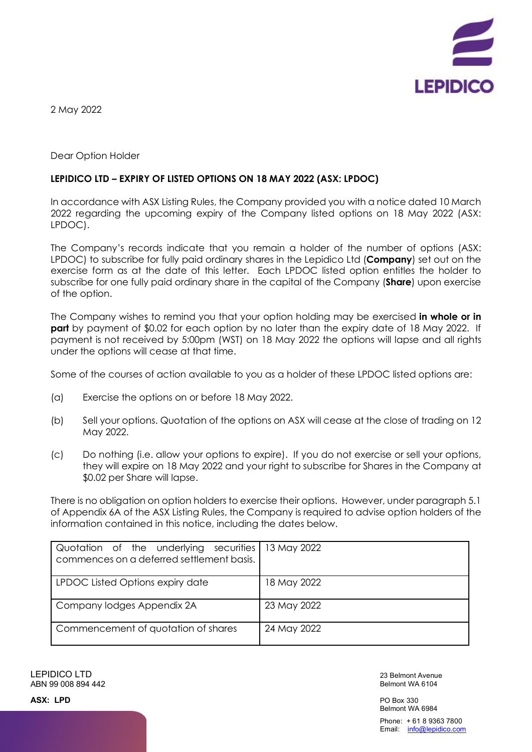LEPIDICO

2 May 2022

Dear Option Holder

**LEPIDICO LTD – EXPIRY OF LISTED OPTIONS ON 18 MAY 2022 (ASX: LPDOC)**

In accordance with ASX Listing Rules, the Company provided you with a notice dated 10 March 2022 regarding the upcoming expiry of the Company listed options on 18 May 2022 (ASX: LPDOC).

The Company's records indicate that you remain a holder of the number of options (ASX: LPDOC) to subscribe for fully paid ordinary shares in the Lepidico Ltd (**Company**) set out on the exercise form as at the date of this letter. Each LPDOC listed option entitles the holder to subscribe for one fully paid ordinary share in the capital of the Company (**Share**) upon exercise of the option.

The Company wishes to remind you that your option holding may be exercised **in whole or in part** by payment of $0.02 for each option by no later than the expiry date of 18 May 2022. If payment is not received by 5:00pm (WST) on 18 May 2022 the options will lapse and all rights under the options will cease at that time.

Some of the courses of action available to you as a holder of these LPDOC listed options are:

(a) Exercise the options on or before 18 May 2022.

(b) Sell your options. Quotation of the options on ASX will cease at the close of trading on 12 May 2022.

(c) Do nothing (i.e. allow your options to expire). If you do not exercise or sell your options, they will expire on 18 May 2022 and your right to subscribe for Shares in the Company at $0.02 per Share will lapse.

There is no obligation on option holders to exercise their options. However, under paragraph 5.1 of Appendix 6A of the ASX Listing Rules, the Company is required to advise option holders of the information contained in this notice, including the dates below.

| | |
|---|---|
| Quotation of the underlying securities commences on a deferred settlement basis. | 13 May 2022 |
| LPDOC Listed Options expiry date | 18 May 2022 |
| Company lodges Appendix 2A | 23 May 2022 |
| Commencement of quotation of shares | 24 May 2022 |

LEPIDICO LTD
ABN 99 008 894 442

**ASX: LPD**

23 Belmont Avenue
Belmont WA 6104

PO Box 330
Belmont WA 6984

Phone: + 61 8 9363 7800
Email: info@lepidico.com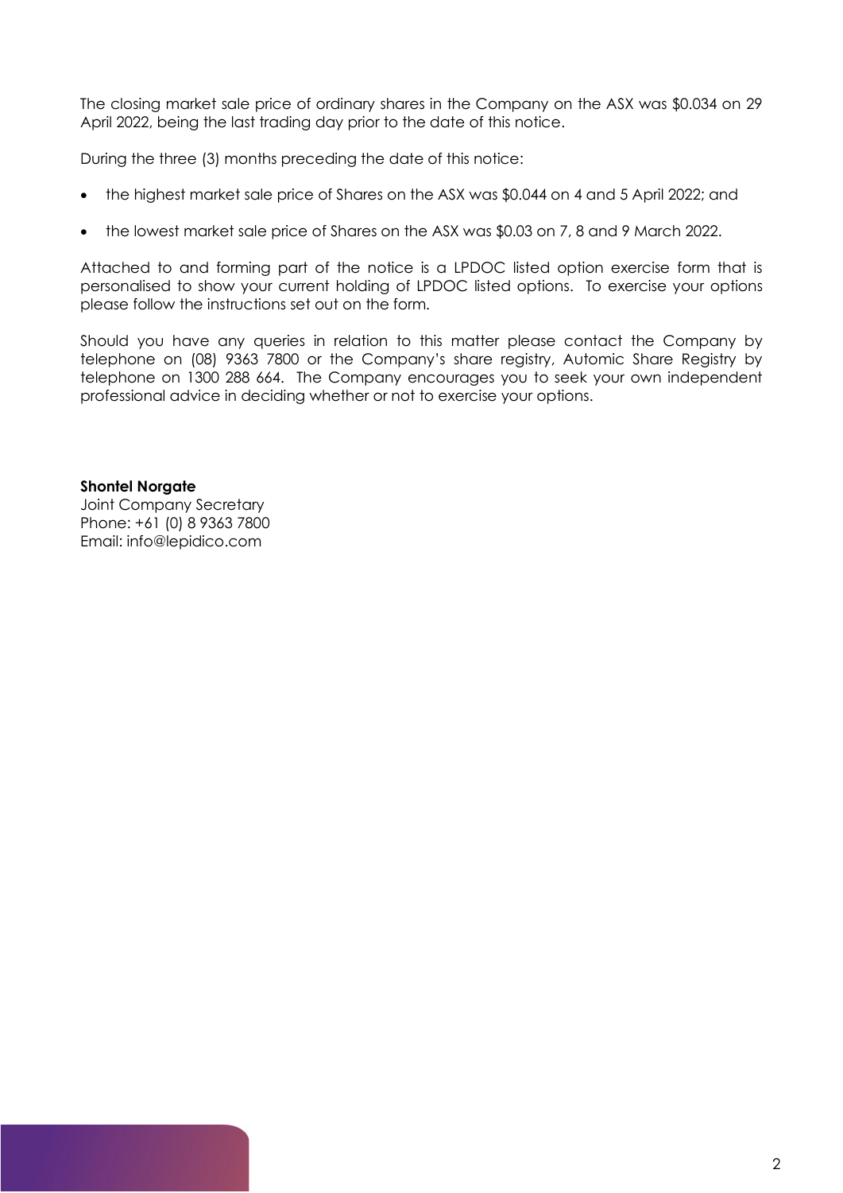The closing market sale price of ordinary shares in the Company on the ASX was $0.034 on 29 April 2022, being the last trading day prior to the date of this notice.

During the three (3) months preceding the date of this notice:

- the highest market sale price of Shares on the ASX was $0.044 on 4 and 5 April 2022; and
- the lowest market sale price of Shares on the ASX was $0.03 on 7, 8 and 9 March 2022.

Attached to and forming part of the notice is a LPDOC listed option exercise form that is personalised to show your current holding of LPDOC listed options. To exercise your options please follow the instructions set out on the form.

Should you have any queries in relation to this matter please contact the Company by telephone on (08) 9363 7800 or the Company's share registry, Automic Share Registry by telephone on 1300 288 664. The Company encourages you to seek your own independent professional advice in deciding whether or not to exercise your options.

**Shontel Norgate**
Joint Company Secretary
Phone: +61 (0) 8 9363 7800
Email: info@lepidico.com